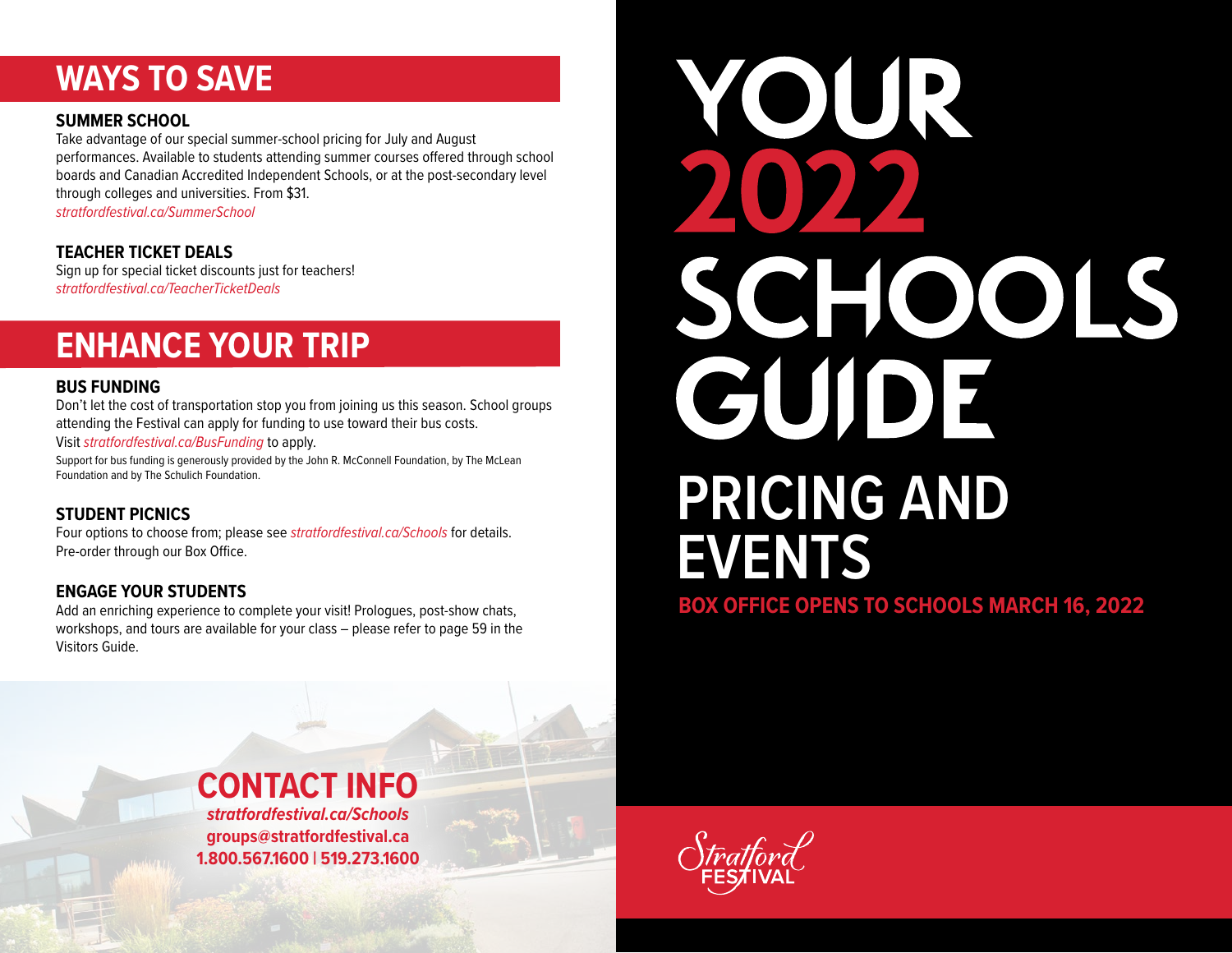## WAYS TO SAVE

### SUMMER SCHOOL

Take advantage of our special summer-school pricing for July and August performances. Available to students attending summer courses offered through school boards and Canadian Accredited Independent Schools, or at the post-secondary level through colleges and universities. From $31.

*stratfordfestival.ca/SummerSchool*

### TEACHER TICKET DEALS

Sign up for special ticket discounts just for teachers!

*stratfordfestival.ca/TeacherTicketDeals*

## ENHANCE YOUR TRIP

### BUS FUNDING

Don't let the cost of transportation stop you from joining us this season. School groups attending the Festival can apply for funding to use toward their bus costs.

Visit *stratfordfestival.ca/BusFunding* to apply.

Support for bus funding is generously provided by the John R. McConnell Foundation, by The McLean Foundation and by The Schulich Foundation.

### STUDENT PICNICS

Four options to choose from; please see *stratfordfestival.ca/Schools* for details. Pre-order through our Box Office.

### ENGAGE YOUR STUDENTS

Add an enriching experience to complete your visit! Prologues, post-show chats, workshops, and tours are available for your class – please refer to page 59 in the Visitors Guide.

## CONTACT INFO

***stratfordfestival.ca/Schools***

**groups@stratfordfestival.ca**

**1.800.567.1600 | 519.273.1600**

# YOUR 2022 SCHOOLS GUIDE

## PRICING AND EVENTS

**BOX OFFICE OPENS TO SCHOOLS MARCH 16, 2022**

Stratford FESTIVAL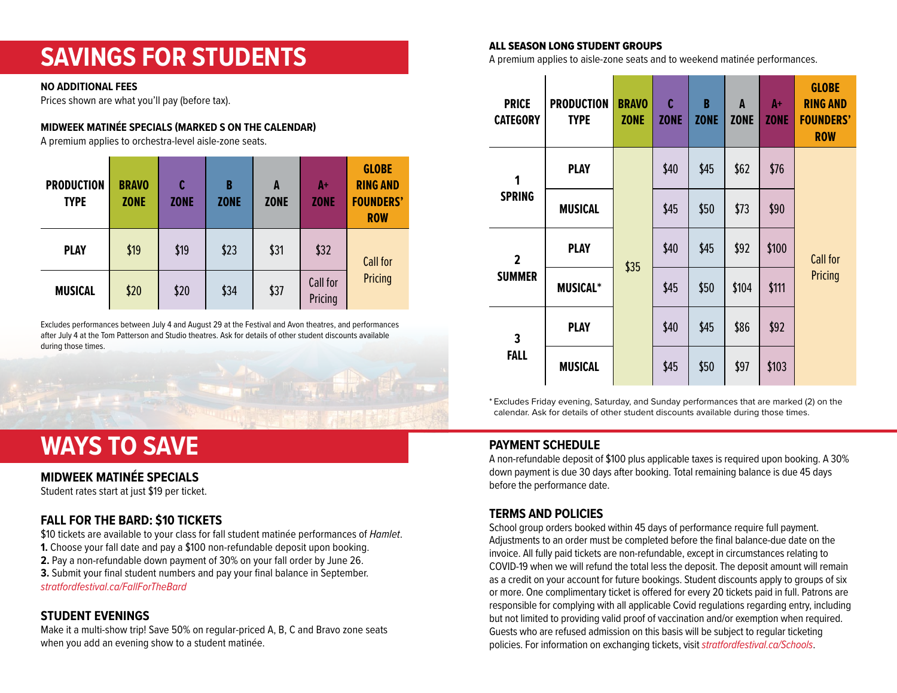# SAVINGS FOR STUDENTS

**NO ADDITIONAL FEES**
Prices shown are what you'll pay (before tax).

**MIDWEEK MATINÉE SPECIALS (MARKED S ON THE CALENDAR)**
A premium applies to orchestra-level aisle-zone seats.

| PRODUCTION TYPE | BRAVO ZONE | C ZONE | B ZONE | A ZONE | A+ ZONE | GLOBE RING AND FOUNDERS' ROW |
|---|---|---|---|---|---|---|
| PLAY | $19 | $19 | $23 | $31 | $32 | Call for Pricing |
| MUSICAL | $20 | $20 | $34 | $37 | Call for Pricing | Call for Pricing |

Excludes performances between July 4 and August 29 at the Festival and Avon theatres, and performances after July 4 at the Tom Patterson and Studio theatres. Ask for details of other student discounts available during those times.

**ALL SEASON LONG STUDENT GROUPS**
A premium applies to aisle-zone seats and to weekend matinée performances.

| PRICE CATEGORY | PRODUCTION TYPE | BRAVO ZONE | C ZONE | B ZONE | A ZONE | A+ ZONE | GLOBE RING AND FOUNDERS' ROW |
|---|---|---|---|---|---|---|---|
| 1 SPRING | PLAY | $35 | $40 | $45 | $62 | $76 | Call for Pricing |
| | MUSICAL | $35 | $45 | $50 | $73 | $90 | Call for Pricing |
| 2 SUMMER | PLAY | $35 | $40 | $45 | $92 | $100 | Call for Pricing |
| | MUSICAL* | $35 | $45 | $50 | $104 | $111 | Call for Pricing |
| 3 FALL | PLAY | $35 | $40 | $45 | $86 | $92 | Call for Pricing |
| | MUSICAL | $35 | $45 | $50 | $97 | $103 | Call for Pricing |

\* Excludes Friday evening, Saturday, and Sunday performances that are marked (2) on the calendar. Ask for details of other student discounts available during those times.

# WAYS TO SAVE

## MIDWEEK MATINÉE SPECIALS

Student rates start at just $19 per ticket.

## FALL FOR THE BARD: $10 TICKETS

$10 tickets are available to your class for fall student matinée performances of *Hamlet*.

1. Choose your fall date and pay a $100 non-refundable deposit upon booking.
2. Pay a non-refundable down payment of 30% on your fall order by June 26.
3. Submit your final student numbers and pay your final balance in September.

*stratfordfestival.ca/FallForTheBard*

## STUDENT EVENINGS

Make it a multi-show trip! Save 50% on regular-priced A, B, C and Bravo zone seats when you add an evening show to a student matinée.

## PAYMENT SCHEDULE

A non-refundable deposit of $100 plus applicable taxes is required upon booking. A 30% down payment is due 30 days after booking. Total remaining balance is due 45 days before the performance date.

## TERMS AND POLICIES

School group orders booked within 45 days of performance require full payment. Adjustments to an order must be completed before the final balance-due date on the invoice. All fully paid tickets are non-refundable, except in circumstances relating to COVID-19 when we will refund the total less the deposit. The deposit amount will remain as a credit on your account for future bookings. Student discounts apply to groups of six or more. One complimentary ticket is offered for every 20 tickets paid in full. Patrons are responsible for complying with all applicable Covid regulations regarding entry, including but not limited to providing valid proof of vaccination and/or exemption when required. Guests who are refused admission on this basis will be subject to regular ticketing policies. For information on exchanging tickets, visit *stratfordfestival.ca/Schools*.